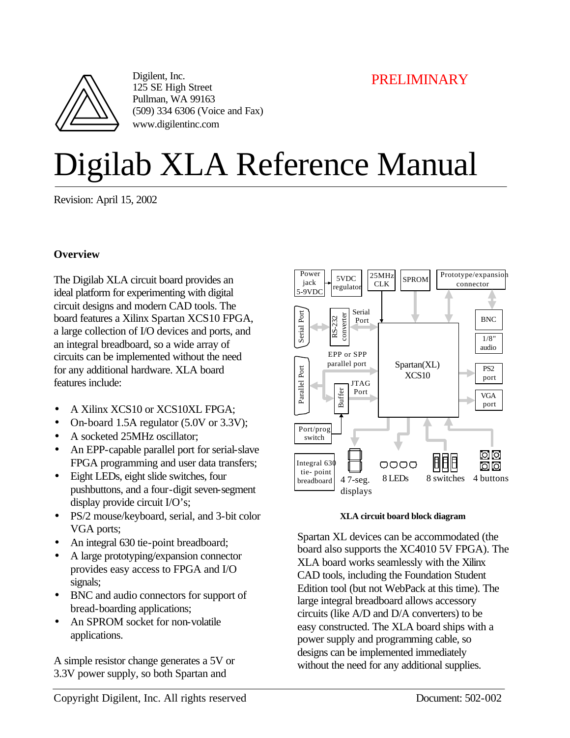Digilent, Inc.
125 SE High Street
Pullman, WA 99163
(509) 334 6306 (Voice and Fax)
www.digilentinc.com

PRELIMINARY

# Digilab XLA Reference Manual

Revision: April 15, 2002

## Overview

The Digilab XLA circuit board provides an ideal platform for experimenting with digital circuit designs and modern CAD tools. The board features a Xilinx Spartan XCS10 FPGA, a large collection of I/O devices and ports, and an integral breadboard, so a wide array of circuits can be implemented without the need for any additional hardware. XLA board features include:

- A Xilinx XCS10 or XCS10XL FPGA;
- On-board 1.5A regulator (5.0V or 3.3V);
- A socketed 25MHz oscillator;
- An EPP-capable parallel port for serial-slave FPGA programming and user data transfers;
- Eight LEDs, eight slide switches, four pushbuttons, and a four-digit seven-segment display provide circuit I/O's;
- PS/2 mouse/keyboard, serial, and 3-bit color VGA ports;
- An integral 630 tie-point breadboard;
- A large prototyping/expansion connector provides easy access to FPGA and I/O signals;
- BNC and audio connectors for support of bread-boarding applications;
- An SPROM socket for non-volatile applications.

A simple resistor change generates a 5V or 3.3V power supply, so both Spartan and

**XLA circuit board block diagram**

Spartan XL devices can be accommodated (the board also supports the XC4010 5V FPGA). The XLA board works seamlessly with the Xilinx CAD tools, including the Foundation Student Edition tool (but not WebPack at this time). The large integral breadboard allows accessory circuits (like A/D and D/A converters) to be easy constructed. The XLA board ships with a power supply and programming cable, so designs can be implemented immediately without the need for any additional supplies.

Copyright Digilent, Inc. All rights reserved Document: 502-002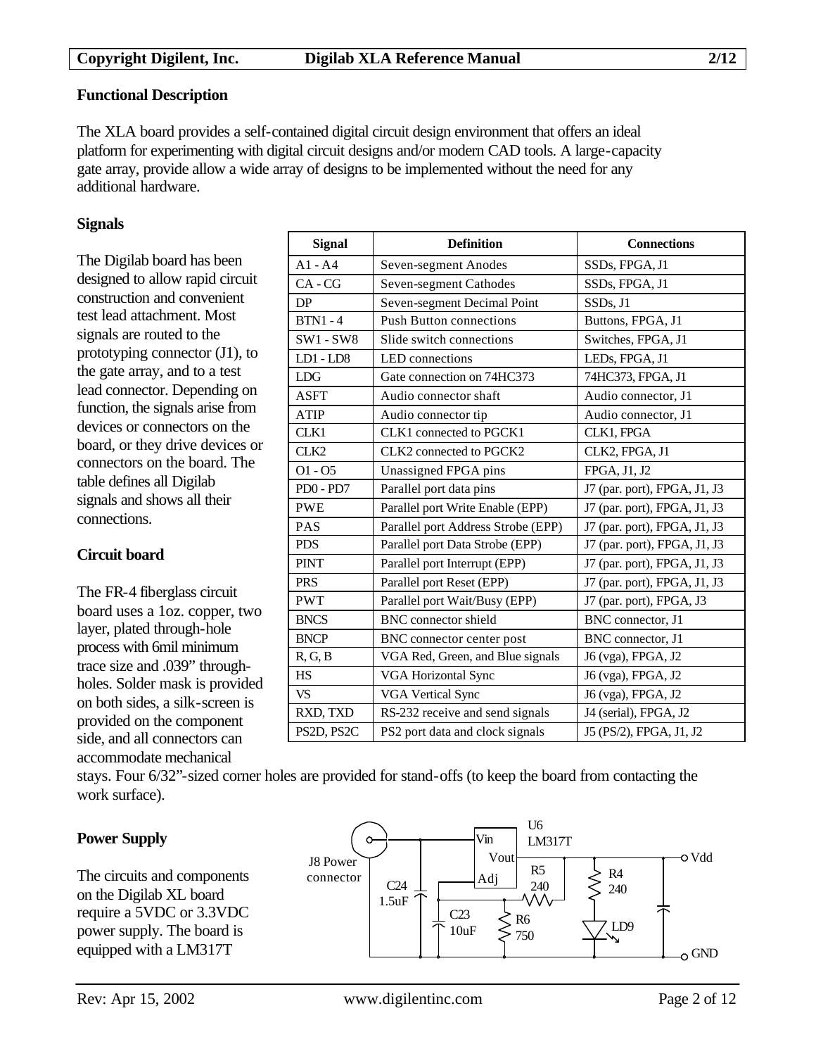## Functional Description

The XLA board provides a self-contained digital circuit design environment that offers an ideal platform for experimenting with digital circuit designs and/or modern CAD tools. A large-capacity gate array, provide allow a wide array of designs to be implemented without the need for any additional hardware.

### Signals

The Digilab board has been designed to allow rapid circuit construction and convenient test lead attachment. Most signals are routed to the prototyping connector (J1), to the gate array, and to a test lead connector. Depending on function, the signals arise from devices or connectors on the board, or they drive devices or connectors on the board. The table defines all Digilab signals and shows all their connections.

| Signal | Definition | Connections |
|---|---|---|
| A1 - A4 | Seven-segment Anodes | SSDs, FPGA, J1 |
| CA - CG | Seven-segment Cathodes | SSDs, FPGA, J1 |
| DP | Seven-segment Decimal Point | SSDs, J1 |
| BTN1 - 4 | Push Button connections | Buttons, FPGA, J1 |
| SW1 - SW8 | Slide switch connections | Switches, FPGA, J1 |
| LD1 - LD8 | LED connections | LEDs, FPGA, J1 |
| LDG | Gate connection on 74HC373 | 74HC373, FPGA, J1 |
| ASFT | Audio connector shaft | Audio connector, J1 |
| ATIP | Audio connector tip | Audio connector, J1 |
| CLK1 | CLK1 connected to PGCK1 | CLK1, FPGA |
| CLK2 | CLK2 connected to PGCK2 | CLK2, FPGA, J1 |
| O1 - O5 | Unassigned FPGA pins | FPGA, J1, J2 |
| PD0 - PD7 | Parallel port data pins | J7 (par. port), FPGA, J1, J3 |
| PWE | Parallel port Write Enable (EPP) | J7 (par. port), FPGA, J1, J3 |
| PAS | Parallel port Address Strobe (EPP) | J7 (par. port), FPGA, J1, J3 |
| PDS | Parallel port Data Strobe (EPP) | J7 (par. port), FPGA, J1, J3 |
| PINT | Parallel port Interrupt (EPP) | J7 (par. port), FPGA, J1, J3 |
| PRS | Parallel port Reset (EPP) | J7 (par. port), FPGA, J1, J3 |
| PWT | Parallel port Wait/Busy (EPP) | J7 (par. port), FPGA, J3 |
| BNCS | BNC connector shield | BNC connector, J1 |
| BNCP | BNC connector center post | BNC connector, J1 |
| R, G, B | VGA Red, Green, and Blue signals | J6 (vga), FPGA, J2 |
| HS | VGA Horizontal Sync | J6 (vga), FPGA, J2 |
| VS | VGA Vertical Sync | J6 (vga), FPGA, J2 |
| RXD, TXD | RS-232 receive and send signals | J4 (serial), FPGA, J2 |
| PS2D, PS2C | PS2 port data and clock signals | J5 (PS/2), FPGA, J1, J2 |

### Circuit board

The FR-4 fiberglass circuit board uses a 1oz. copper, two layer, plated through-hole process with 6mil minimum trace size and .039" through-holes. Solder mask is provided on both sides, a silk-screen is provided on the component side, and all connectors can accommodate mechanical stays. Four 6/32"-sized corner holes are provided for stand-offs (to keep the board from contacting the work surface).

### Power Supply

The circuits and components on the Digilab XL board require a 5VDC or 3.3VDC power supply. The board is equipped with a LM317T

J8 Power connector; U6 LM317T (Vin, Vout, Adj); C24 1.5uF; C23 10uF; R5 240; R6 750; R4 240; LD9; Vdd; GND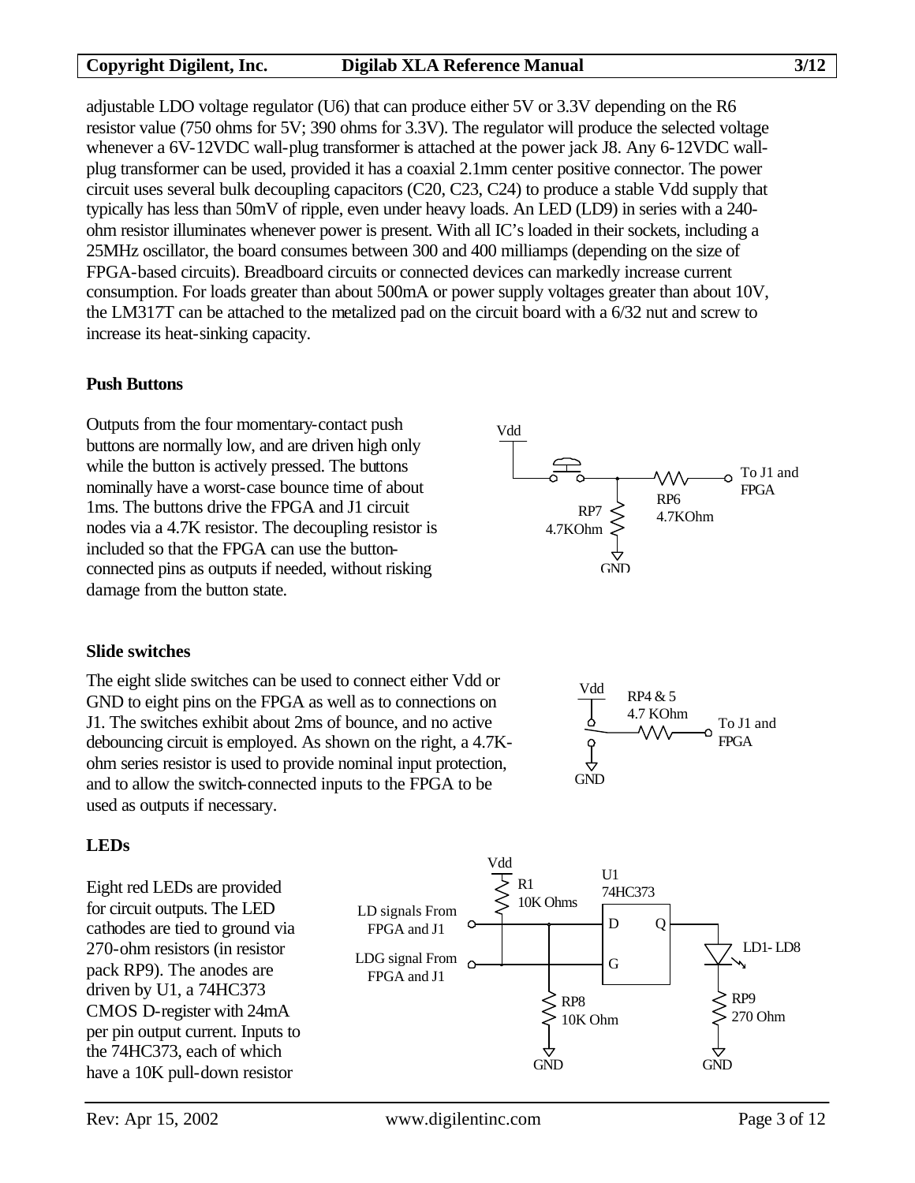adjustable LDO voltage regulator (U6) that can produce either 5V or 3.3V depending on the R6 resistor value (750 ohms for 5V; 390 ohms for 3.3V). The regulator will produce the selected voltage whenever a 6V-12VDC wall-plug transformer is attached at the power jack J8. Any 6-12VDC wall-plug transformer can be used, provided it has a coaxial 2.1mm center positive connector. The power circuit uses several bulk decoupling capacitors (C20, C23, C24) to produce a stable Vdd supply that typically has less than 50mV of ripple, even under heavy loads. An LED (LD9) in series with a 240-ohm resistor illuminates whenever power is present. With all IC's loaded in their sockets, including a 25MHz oscillator, the board consumes between 300 and 400 milliamps (depending on the size of FPGA-based circuits). Breadboard circuits or connected devices can markedly increase current consumption. For loads greater than about 500mA or power supply voltages greater than about 10V, the LM317T can be attached to the metalized pad on the circuit board with a 6/32 nut and screw to increase its heat-sinking capacity.

### Push Buttons

Outputs from the four momentary-contact push buttons are normally low, and are driven high only while the button is actively pressed. The buttons nominally have a worst-case bounce time of about 1ms. The buttons drive the FPGA and J1 circuit nodes via a 4.7K resistor. The decoupling resistor is included so that the FPGA can use the button-connected pins as outputs if needed, without risking damage from the button state.

### Slide switches

The eight slide switches can be used to connect either Vdd or GND to eight pins on the FPGA as well as to connections on J1. The switches exhibit about 2ms of bounce, and no active debouncing circuit is employed. As shown on the right, a 4.7K-ohm series resistor is used to provide nominal input protection, and to allow the switch-connected inputs to the FPGA to be used as outputs if necessary.

### LEDs

Eight red LEDs are provided for circuit outputs. The LED cathodes are tied to ground via 270-ohm resistors (in resistor pack RP9). The anodes are driven by U1, a 74HC373 CMOS D-register with 24mA per pin output current. Inputs to the 74HC373, each of which have a 10K pull-down resistor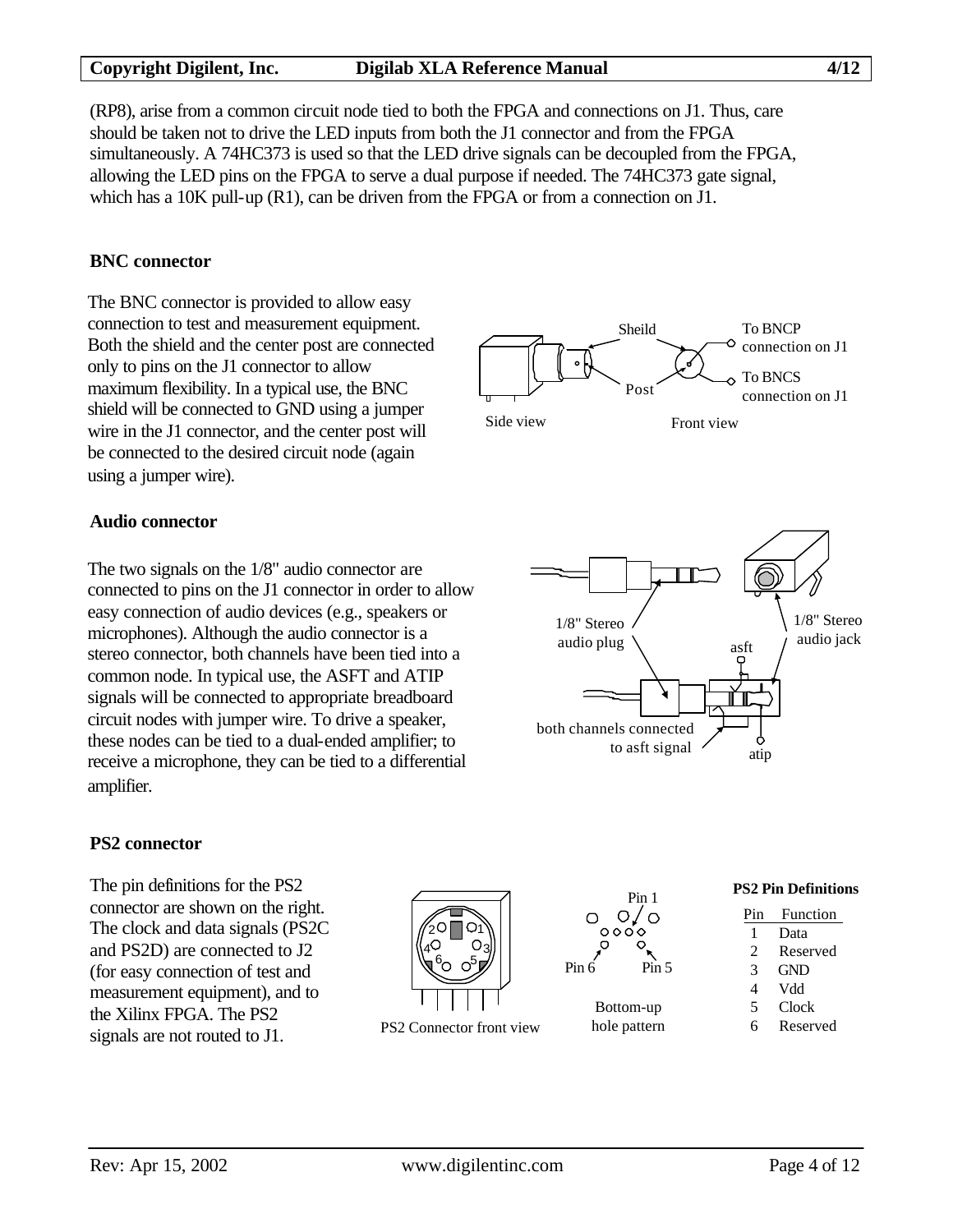(RP8), arise from a common circuit node tied to both the FPGA and connections on J1. Thus, care should be taken not to drive the LED inputs from both the J1 connector and from the FPGA simultaneously. A 74HC373 is used so that the LED drive signals can be decoupled from the FPGA, allowing the LED pins on the FPGA to serve a dual purpose if needed. The 74HC373 gate signal, which has a 10K pull-up (R1), can be driven from the FPGA or from a connection on J1.

## BNC connector

The BNC connector is provided to allow easy connection to test and measurement equipment. Both the shield and the center post are connected only to pins on the J1 connector to allow maximum flexibility. In a typical use, the BNC shield will be connected to GND using a jumper wire in the J1 connector, and the center post will be connected to the desired circuit node (again using a jumper wire).

Sheild — To BNCP connection on J1
Post — To BNCS connection on J1
Side view    Front view

## Audio connector

The two signals on the 1/8" audio connector are connected to pins on the J1 connector in order to allow easy connection of audio devices (e.g., speakers or microphones). Although the audio connector is a stereo connector, both channels have been tied into a common node. In typical use, the ASFT and ATIP signals will be connected to appropriate breadboard circuit nodes with jumper wire. To drive a speaker, these nodes can be tied to a dual-ended amplifier; to receive a microphone, they can be tied to a differential amplifier.

1/8" Stereo audio plug    1/8" Stereo audio jack    asft    atip
both channels connected to asft signal

## PS2 connector

The pin definitions for the PS2 connector are shown on the right. The clock and data signals (PS2C and PS2D) are connected to J2 (for easy connection of test and measurement equipment), and to the Xilinx FPGA. The PS2 signals are not routed to J1.

PS2 Connector front view

Pin 1    Pin 6    Pin 5
Bottom-up hole pattern

**PS2 Pin Definitions**

| Pin | Function |
|---|---|
| 1 | Data |
| 2 | Reserved |
| 3 | GND |
| 4 | Vdd |
| 5 | Clock |
| 6 | Reserved |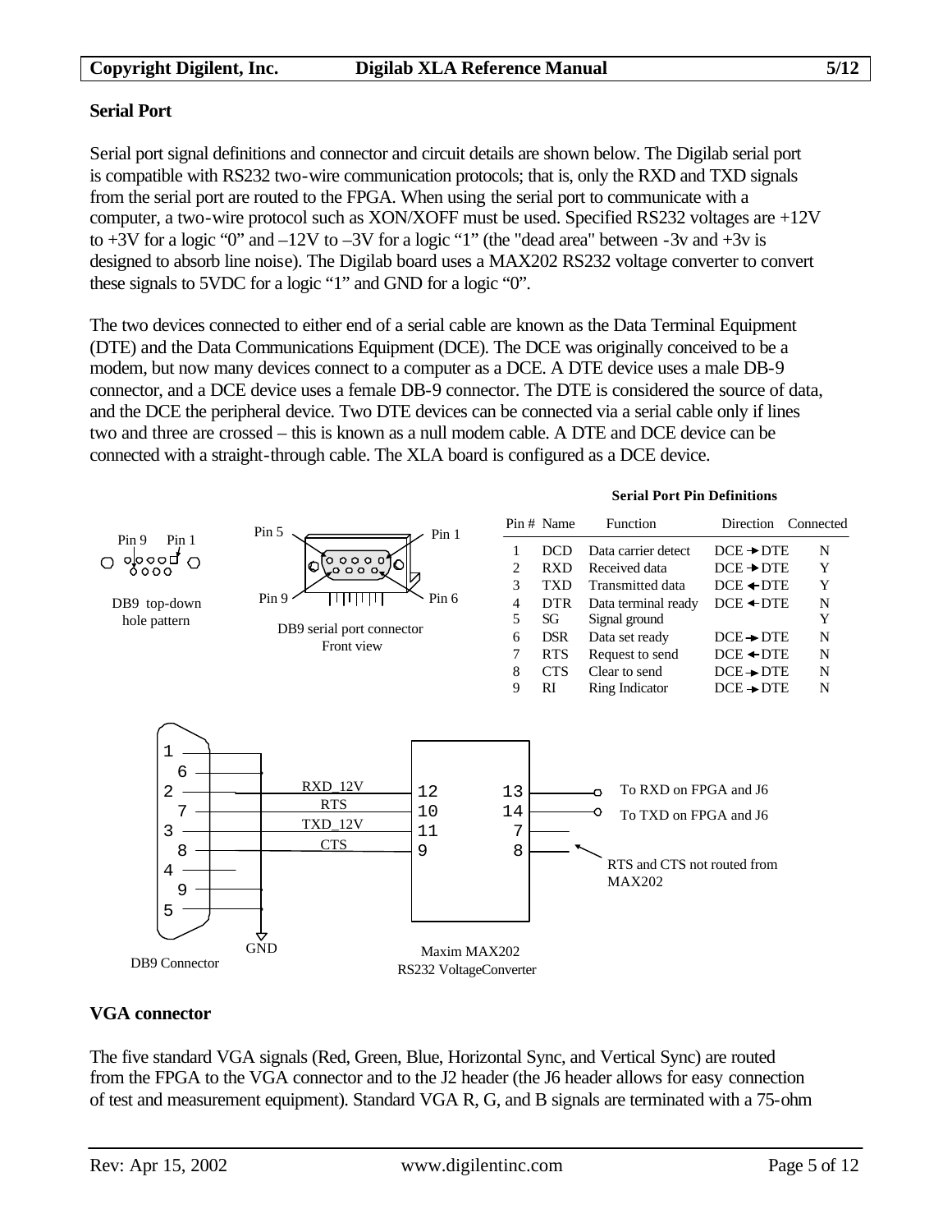## Serial Port

Serial port signal definitions and connector and circuit details are shown below. The Digilab serial port is compatible with RS232 two-wire communication protocols; that is, only the RXD and TXD signals from the serial port are routed to the FPGA. When using the serial port to communicate with a computer, a two-wire protocol such as XON/XOFF must be used. Specified RS232 voltages are +12V to +3V for a logic "0" and –12V to –3V for a logic "1" (the "dead area" between -3v and +3v is designed to absorb line noise). The Digilab board uses a MAX202 RS232 voltage converter to convert these signals to 5VDC for a logic "1" and GND for a logic "0".

The two devices connected to either end of a serial cable are known as the Data Terminal Equipment (DTE) and the Data Communications Equipment (DCE). The DCE was originally conceived to be a modem, but now many devices connect to a computer as a DCE. A DTE device uses a male DB-9 connector, and a DCE device uses a female DB-9 connector. The DTE is considered the source of data, and the DCE the peripheral device. Two DTE devices can be connected via a serial cable only if lines two and three are crossed – this is known as a null modem cable. A DTE and DCE device can be connected with a straight-through cable. The XLA board is configured as a DCE device.

DB9 top-down hole pattern

DB9 serial port connector Front view

**Serial Port Pin Definitions**

| Pin # | Name | Function | Direction | Connected |
|---|---|---|---|---|
| 1 | DCD | Data carrier detect | DCE → DTE | N |
| 2 | RXD | Received data | DCE → DTE | Y |
| 3 | TXD | Transmitted data | DCE ← DTE | Y |
| 4 | DTR | Data terminal ready | DCE ← DTE | N |
| 5 | SG | Signal ground | | Y |
| 6 | DSR | Data set ready | DCE → DTE | N |
| 7 | RTS | Request to send | DCE ← DTE | N |
| 8 | CTS | Clear to send | DCE → DTE | N |
| 9 | RI | Ring Indicator | DCE → DTE | N |

DB9 Connector — Maxim MAX202 RS232 VoltageConverter

RXD_12V (pin 2 → 12), RTS (pin 7 → 10), TXD_12V (pin 3 → 11), CTS (pin 8 → 9); 13: To RXD on FPGA and J6; 14: To TXD on FPGA and J6; 7, 8: RTS and CTS not routed from MAX202; GND

## VGA connector

The five standard VGA signals (Red, Green, Blue, Horizontal Sync, and Vertical Sync) are routed from the FPGA to the VGA connector and to the J2 header (the J6 header allows for easy connection of test and measurement equipment). Standard VGA R, G, and B signals are terminated with a 75-ohm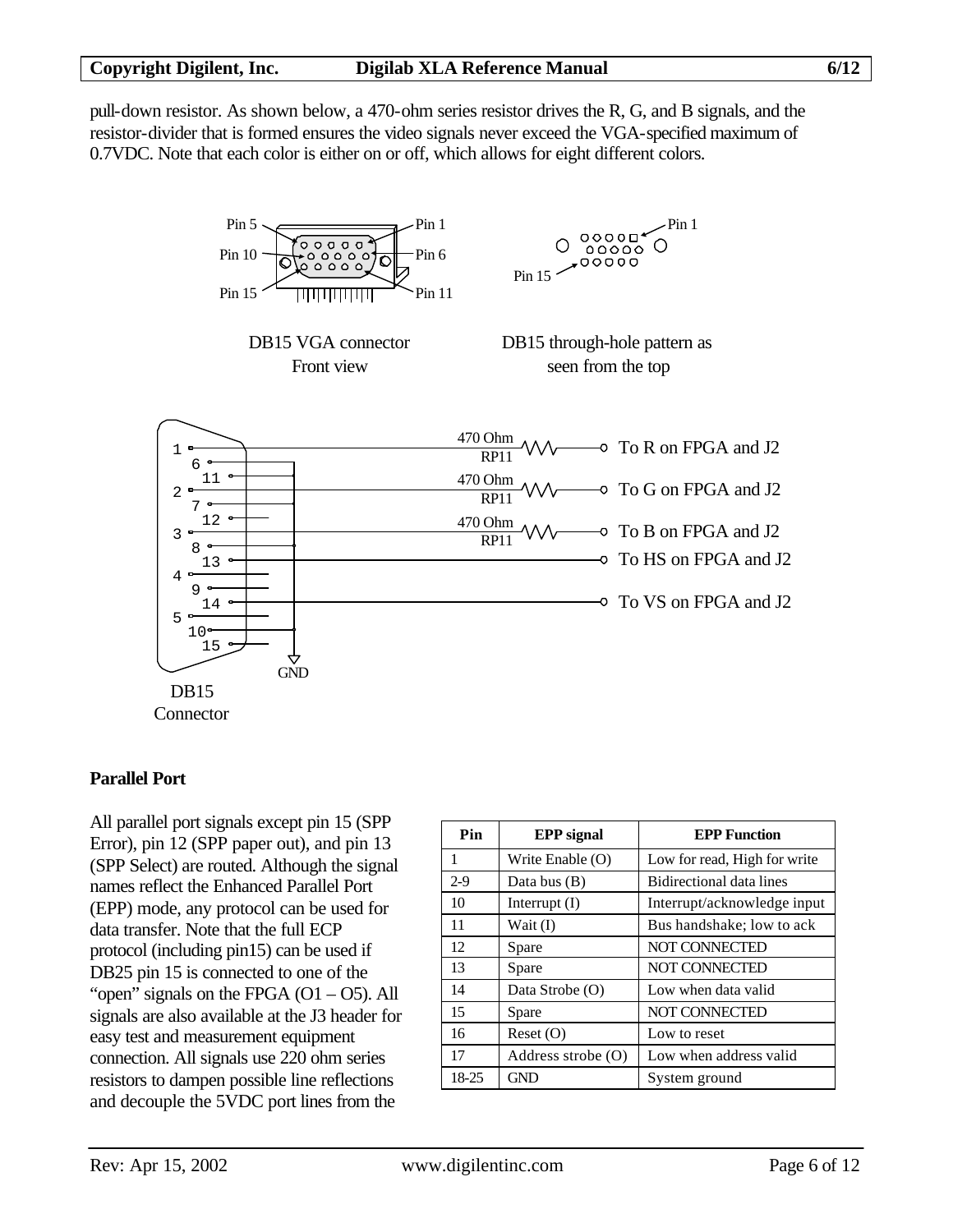pull-down resistor. As shown below, a 470-ohm series resistor drives the R, G, and B signals, and the resistor-divider that is formed ensures the video signals never exceed the VGA-specified maximum of 0.7VDC. Note that each color is either on or off, which allows for eight different colors.

DB15 VGA connector Front view

DB15 through-hole pattern as seen from the top

DB15 Connector

### Parallel Port

All parallel port signals except pin 15 (SPP Error), pin 12 (SPP paper out), and pin 13 (SPP Select) are routed. Although the signal names reflect the Enhanced Parallel Port (EPP) mode, any protocol can be used for data transfer. Note that the full ECP protocol (including pin15) can be used if DB25 pin 15 is connected to one of the "open" signals on the FPGA (O1 – O5). All signals are also available at the J3 header for easy test and measurement equipment connection. All signals use 220 ohm series resistors to dampen possible line reflections and decouple the 5VDC port lines from the

| Pin | EPP signal | EPP Function |
|---|---|---|
| 1 | Write Enable (O) | Low for read, High for write |
| 2-9 | Data bus (B) | Bidirectional data lines |
| 10 | Interrupt (I) | Interrupt/acknowledge input |
| 11 | Wait (I) | Bus handshake; low to ack |
| 12 | Spare | NOT CONNECTED |
| 13 | Spare | NOT CONNECTED |
| 14 | Data Strobe (O) | Low when data valid |
| 15 | Spare | NOT CONNECTED |
| 16 | Reset (O) | Low to reset |
| 17 | Address strobe (O) | Low when address valid |
| 18-25 | GND | System ground |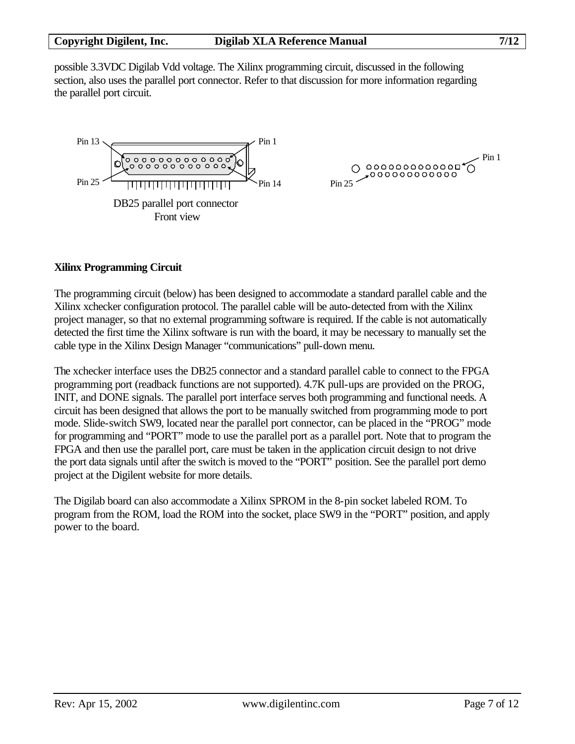possible 3.3VDC Digilab Vdd voltage. The Xilinx programming circuit, discussed in the following section, also uses the parallel port connector. Refer to that discussion for more information regarding the parallel port circuit.

Pin 13 Pin 1 Pin 25 Pin 14

DB25 parallel port connector
Front view

Pin 1 Pin 25

**Xilinx Programming Circuit**

The programming circuit (below) has been designed to accommodate a standard parallel cable and the Xilinx xchecker configuration protocol. The parallel cable will be auto-detected from with the Xilinx project manager, so that no external programming software is required. If the cable is not automatically detected the first time the Xilinx software is run with the board, it may be necessary to manually set the cable type in the Xilinx Design Manager "communications" pull-down menu.

The xchecker interface uses the DB25 connector and a standard parallel cable to connect to the FPGA programming port (readback functions are not supported). 4.7K pull-ups are provided on the PROG, INIT, and DONE signals. The parallel port interface serves both programming and functional needs. A circuit has been designed that allows the port to be manually switched from programming mode to port mode. Slide-switch SW9, located near the parallel port connector, can be placed in the "PROG" mode for programming and "PORT" mode to use the parallel port as a parallel port. Note that to program the FPGA and then use the parallel port, care must be taken in the application circuit design to not drive the port data signals until after the switch is moved to the "PORT" position. See the parallel port demo project at the Digilent website for more details.

The Digilab board can also accommodate a Xilinx SPROM in the 8-pin socket labeled ROM. To program from the ROM, load the ROM into the socket, place SW9 in the "PORT" position, and apply power to the board.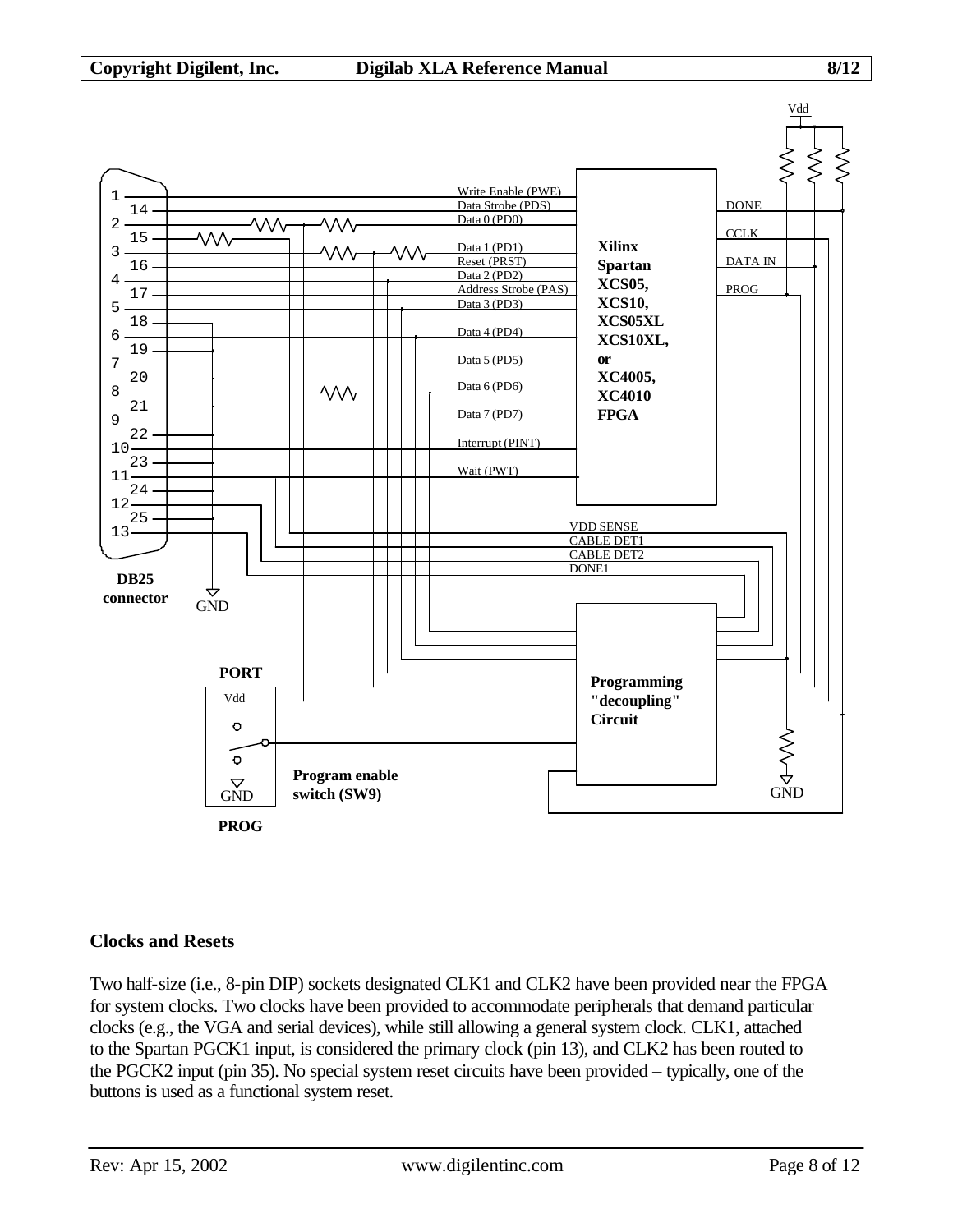## Clocks and Resets

Two half-size (i.e., 8-pin DIP) sockets designated CLK1 and CLK2 have been provided near the FPGA for system clocks. Two clocks have been provided to accommodate peripherals that demand particular clocks (e.g., the VGA and serial devices), while still allowing a general system clock. CLK1, attached to the Spartan PGCK1 input, is considered the primary clock (pin 13), and CLK2 has been routed to the PGCK2 input (pin 35). No special system reset circuits have been provided – typically, one of the buttons is used as a functional system reset.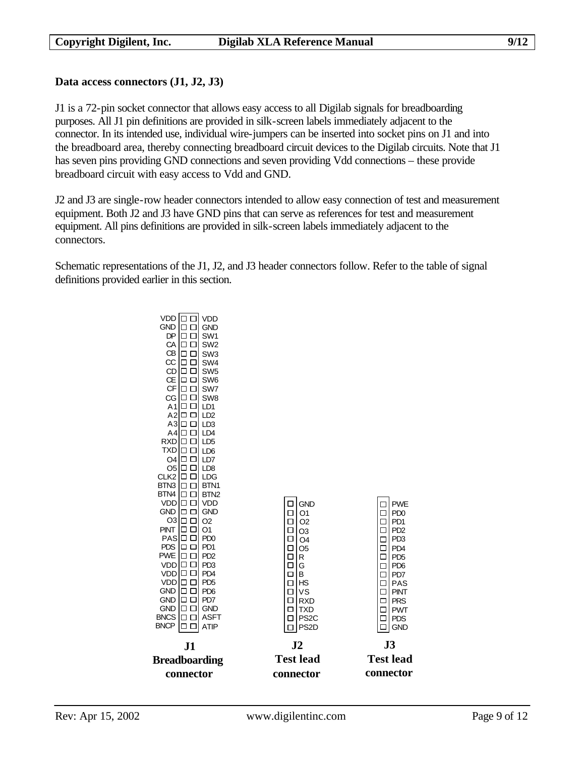### Data access connectors (J1, J2, J3)

J1 is a 72-pin socket connector that allows easy access to all Digilab signals for breadboarding purposes. All J1 pin definitions are provided in silk-screen labels immediately adjacent to the connector. In its intended use, individual wire-jumpers can be inserted into socket pins on J1 and into the breadboard area, thereby connecting breadboard circuit devices to the Digilab circuits. Note that J1 has seven pins providing GND connections and seven providing Vdd connections – these provide breadboard circuit with easy access to Vdd and GND.

J2 and J3 are single-row header connectors intended to allow easy connection of test and measurement equipment. Both J2 and J3 have GND pins that can serve as references for test and measurement equipment. All pins definitions are provided in silk-screen labels immediately adjacent to the connectors.

Schematic representations of the J1, J2, and J3 header connectors follow. Refer to the table of signal definitions provided earlier in this section.

**J1 Breadboarding connector**

| Left | Right |
|---|---|
| VDD | VDD |
| GND | GND |
| DP | SW1 |
| CA | SW2 |
| CB | SW3 |
| CC | SW4 |
| CD | SW5 |
| CE | SW6 |
| CF | SW7 |
| CG | SW8 |
| A1 | LD1 |
| A2 | LD2 |
| A3 | LD3 |
| A4 | LD4 |
| RXD | LD5 |
| TXD | LD6 |
| O4 | LD7 |
| O5 | LD8 |
| CLK2 | LDG |
| BTN3 | BTN1 |
| BTN4 | BTN2 |
| VDD | VDD |
| GND | GND |
| O3 | O2 |
| PINT | O1 |
| PAS | PD0 |
| PDS | PD1 |
| PWE | PD2 |
| VDD | PD3 |
| VDD | PD4 |
| VDD | PD5 |
| GND | PD6 |
| GND | PD7 |
| GND | GND |
| BNCS | ASFT |
| BNCP | ATIP |

**J2 Test lead connector**

| J2 |
|---|
| GND |
| O1 |
| O2 |
| O3 |
| O4 |
| O5 |
| R |
| G |
| B |
| HS |
| VS |
| RXD |
| TXD |
| PS2C |
| PS2D |

**J3 Test lead connector**

| J3 |
|---|
| PWE |
| PD0 |
| PD1 |
| PD2 |
| PD3 |
| PD4 |
| PD5 |
| PD6 |
| PD7 |
| PAS |
| PINT |
| PRS |
| PWT |
| PDS |
| GND |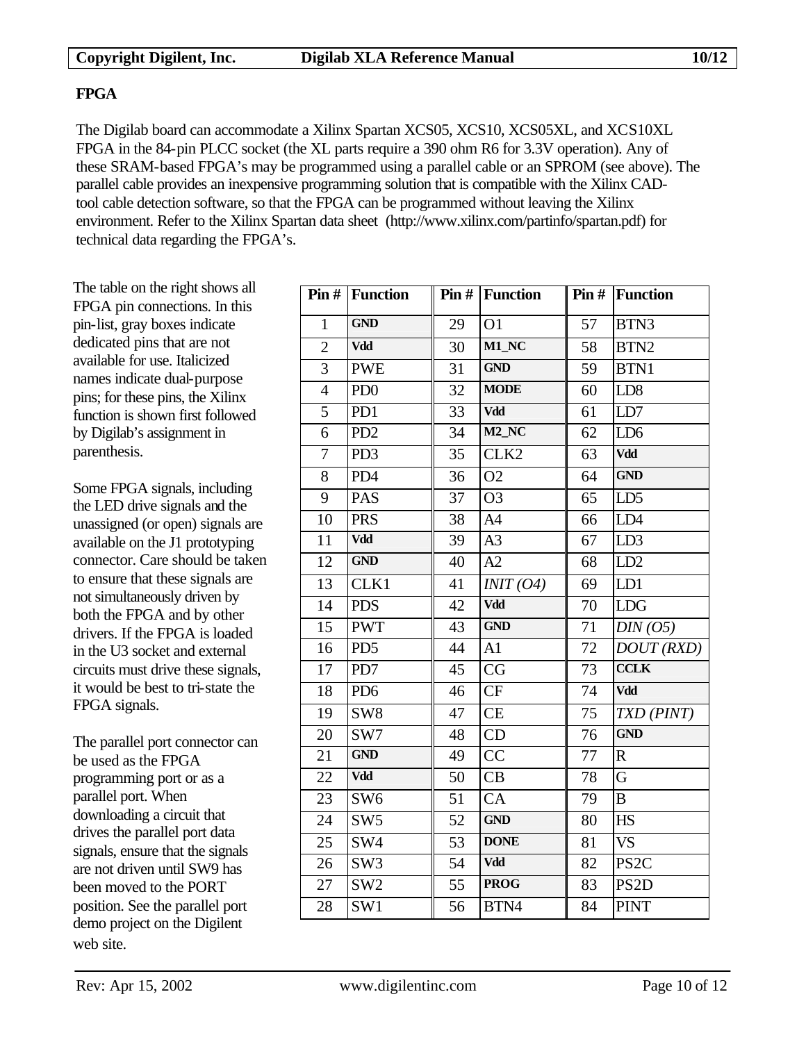## FPGA

The Digilab board can accommodate a Xilinx Spartan XCS05, XCS10, XCS05XL, and XCS10XL FPGA in the 84-pin PLCC socket (the XL parts require a 390 ohm R6 for 3.3V operation). Any of these SRAM-based FPGA's may be programmed using a parallel cable or an SPROM (see above). The parallel cable provides an inexpensive programming solution that is compatible with the Xilinx CAD-tool cable detection software, so that the FPGA can be programmed without leaving the Xilinx environment. Refer to the Xilinx Spartan data sheet (http://www.xilinx.com/partinfo/spartan.pdf) for technical data regarding the FPGA's.

The table on the right shows all FPGA pin connections. In this pin-list, gray boxes indicate dedicated pins that are not available for use. Italicized names indicate dual-purpose pins; for these pins, the Xilinx function is shown first followed by Digilab's assignment in parenthesis.

Some FPGA signals, including the LED drive signals and the unassigned (or open) signals are available on the J1 prototyping connector. Care should be taken to ensure that these signals are not simultaneously driven by both the FPGA and by other drivers. If the FPGA is loaded in the U3 socket and external circuits must drive these signals, it would be best to tri-state the FPGA signals.

The parallel port connector can be used as the FPGA programming port or as a parallel port. When downloading a circuit that drives the parallel port data signals, ensure that the signals are not driven until SW9 has been moved to the PORT position. See the parallel port demo project on the Digilent web site.

| Pin # | Function | Pin # | Function | Pin # | Function |
|---|---|---|---|---|---|
| 1 | **GND** | 29 | O1 | 57 | BTN3 |
| 2 | **Vdd** | 30 | **M1_NC** | 58 | BTN2 |
| 3 | PWE | 31 | **GND** | 59 | BTN1 |
| 4 | PD0 | 32 | **MODE** | 60 | LD8 |
| 5 | PD1 | 33 | **Vdd** | 61 | LD7 |
| 6 | PD2 | 34 | **M2_NC** | 62 | LD6 |
| 7 | PD3 | 35 | CLK2 | 63 | **Vdd** |
| 8 | PD4 | 36 | O2 | 64 | **GND** |
| 9 | PAS | 37 | O3 | 65 | LD5 |
| 10 | PRS | 38 | A4 | 66 | LD4 |
| 11 | **Vdd** | 39 | A3 | 67 | LD3 |
| 12 | **GND** | 40 | A2 | 68 | LD2 |
| 13 | CLK1 | 41 | *INIT (O4)* | 69 | LD1 |
| 14 | PDS | 42 | **Vdd** | 70 | LDG |
| 15 | PWT | 43 | **GND** | 71 | *DIN (O5)* |
| 16 | PD5 | 44 | A1 | 72 | *DOUT (RXD)* |
| 17 | PD7 | 45 | CG | 73 | **CCLK** |
| 18 | PD6 | 46 | CF | 74 | **Vdd** |
| 19 | SW8 | 47 | CE | 75 | *TXD (PINT)* |
| 20 | SW7 | 48 | CD | 76 | **GND** |
| 21 | **GND** | 49 | CC | 77 | R |
| 22 | **Vdd** | 50 | CB | 78 | G |
| 23 | SW6 | 51 | CA | 79 | B |
| 24 | SW5 | 52 | **GND** | 80 | HS |
| 25 | SW4 | 53 | **DONE** | 81 | VS |
| 26 | SW3 | 54 | **Vdd** | 82 | PS2C |
| 27 | SW2 | 55 | **PROG** | 83 | PS2D |
| 28 | SW1 | 56 | BTN4 | 84 | PINT |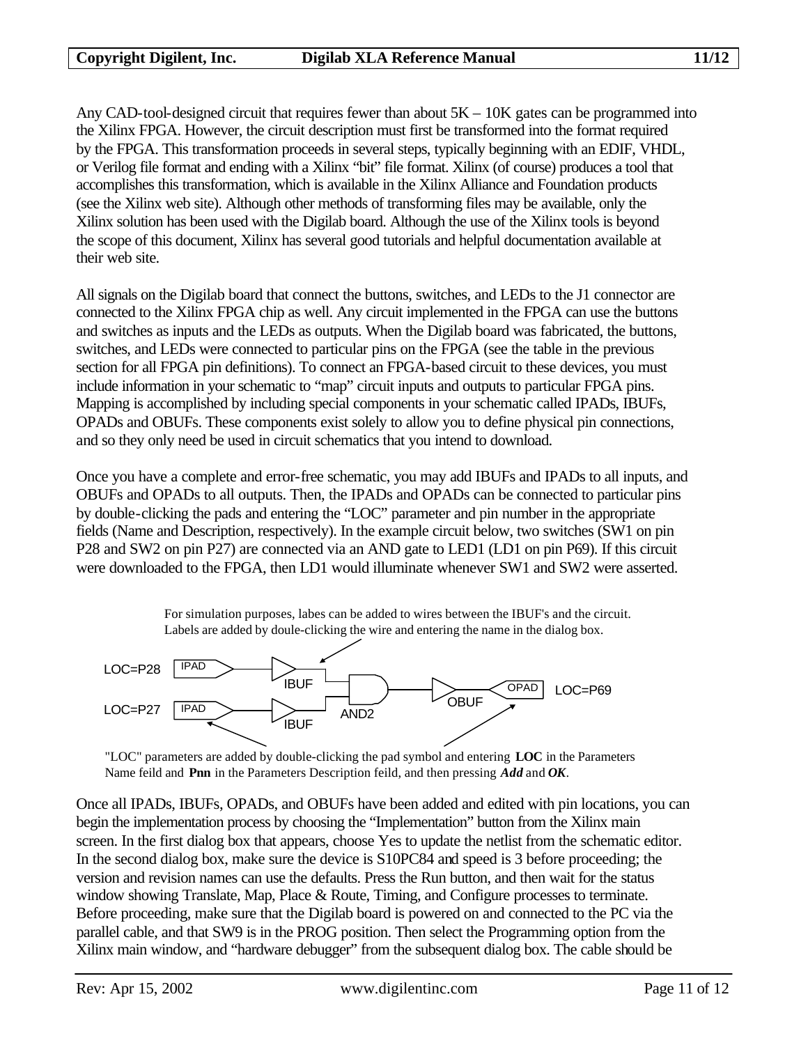Any CAD-tool-designed circuit that requires fewer than about 5K – 10K gates can be programmed into the Xilinx FPGA. However, the circuit description must first be transformed into the format required by the FPGA. This transformation proceeds in several steps, typically beginning with an EDIF, VHDL, or Verilog file format and ending with a Xilinx "bit" file format. Xilinx (of course) produces a tool that accomplishes this transformation, which is available in the Xilinx Alliance and Foundation products (see the Xilinx web site). Although other methods of transforming files may be available, only the Xilinx solution has been used with the Digilab board. Although the use of the Xilinx tools is beyond the scope of this document, Xilinx has several good tutorials and helpful documentation available at their web site.

All signals on the Digilab board that connect the buttons, switches, and LEDs to the J1 connector are connected to the Xilinx FPGA chip as well. Any circuit implemented in the FPGA can use the buttons and switches as inputs and the LEDs as outputs. When the Digilab board was fabricated, the buttons, switches, and LEDs were connected to particular pins on the FPGA (see the table in the previous section for all FPGA pin definitions). To connect an FPGA-based circuit to these devices, you must include information in your schematic to "map" circuit inputs and outputs to particular FPGA pins. Mapping is accomplished by including special components in your schematic called IPADs, IBUFs, OPADs and OBUFs. These components exist solely to allow you to define physical pin connections, and so they only need be used in circuit schematics that you intend to download.

Once you have a complete and error-free schematic, you may add IBUFs and IPADs to all inputs, and OBUFs and OPADs to all outputs. Then, the IPADs and OPADs can be connected to particular pins by double-clicking the pads and entering the "LOC" parameter and pin number in the appropriate fields (Name and Description, respectively). In the example circuit below, two switches (SW1 on pin P28 and SW2 on pin P27) are connected via an AND gate to LED1 (LD1 on pin P69). If this circuit were downloaded to the FPGA, then LD1 would illuminate whenever SW1 and SW2 were asserted.

For simulation purposes, labes can be added to wires between the IBUF's and the circuit. Labels are added by doule-clicking the wire and entering the name in the dialog box.

LOC=P28 IPAD → IBUF; LOC=P27 IPAD → IBUF; AND2 → OBUF → OPAD LOC=P69

"LOC" parameters are added by double-clicking the pad symbol and entering **LOC** in the Parameters Name feild and **Pnn** in the Parameters Description feild, and then pressing ***Add*** and ***OK***.

Once all IPADs, IBUFs, OPADs, and OBUFs have been added and edited with pin locations, you can begin the implementation process by choosing the "Implementation" button from the Xilinx main screen. In the first dialog box that appears, choose Yes to update the netlist from the schematic editor. In the second dialog box, make sure the device is S10PC84 and speed is 3 before proceeding; the version and revision names can use the defaults. Press the Run button, and then wait for the status window showing Translate, Map, Place & Route, Timing, and Configure processes to terminate. Before proceeding, make sure that the Digilab board is powered on and connected to the PC via the parallel cable, and that SW9 is in the PROG position. Then select the Programming option from the Xilinx main window, and "hardware debugger" from the subsequent dialog box. The cable should be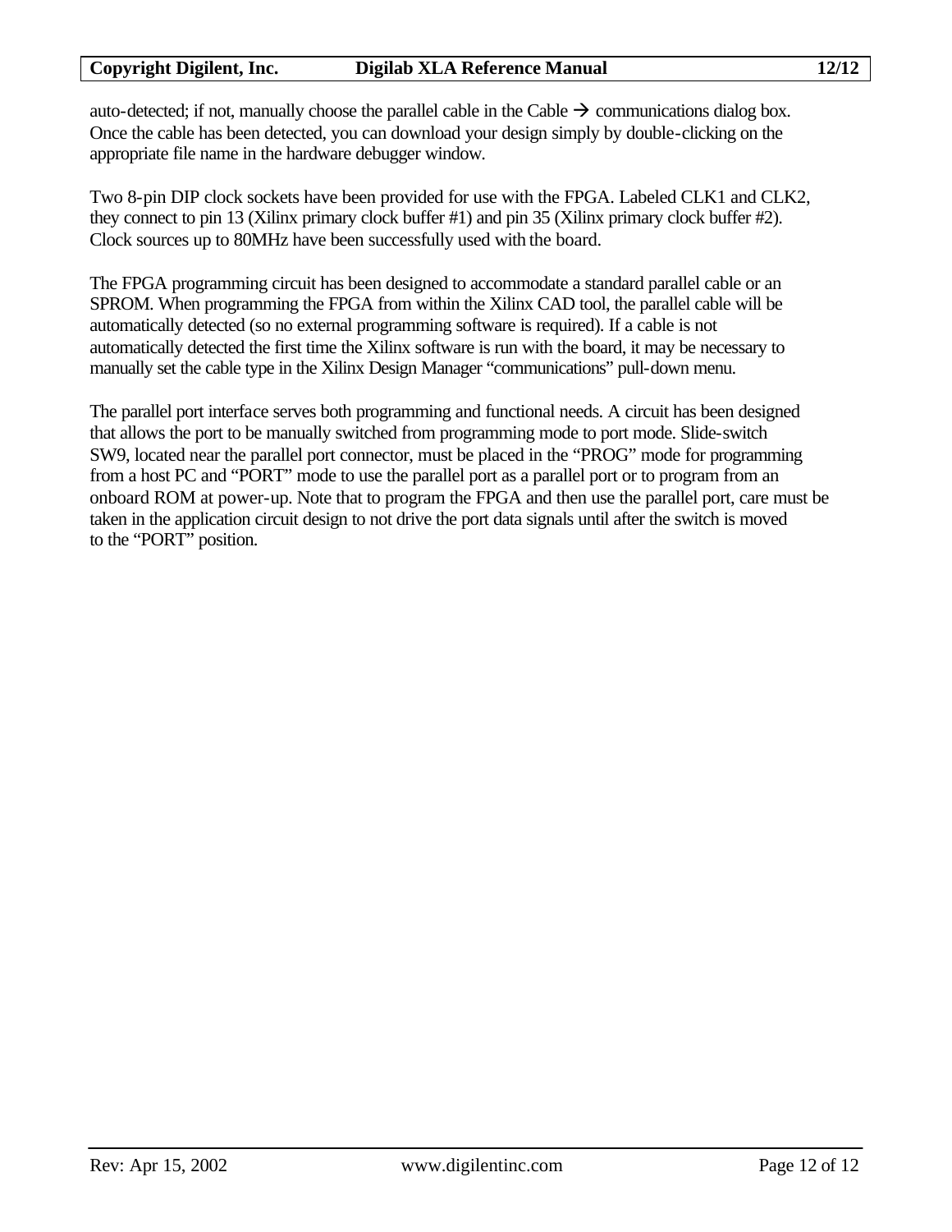auto-detected; if not, manually choose the parallel cable in the Cable → communications dialog box. Once the cable has been detected, you can download your design simply by double-clicking on the appropriate file name in the hardware debugger window.

Two 8-pin DIP clock sockets have been provided for use with the FPGA. Labeled CLK1 and CLK2, they connect to pin 13 (Xilinx primary clock buffer #1) and pin 35 (Xilinx primary clock buffer #2). Clock sources up to 80MHz have been successfully used with the board.

The FPGA programming circuit has been designed to accommodate a standard parallel cable or an SPROM. When programming the FPGA from within the Xilinx CAD tool, the parallel cable will be automatically detected (so no external programming software is required). If a cable is not automatically detected the first time the Xilinx software is run with the board, it may be necessary to manually set the cable type in the Xilinx Design Manager "communications" pull-down menu.

The parallel port interface serves both programming and functional needs. A circuit has been designed that allows the port to be manually switched from programming mode to port mode. Slide-switch SW9, located near the parallel port connector, must be placed in the "PROG" mode for programming from a host PC and "PORT" mode to use the parallel port as a parallel port or to program from an onboard ROM at power-up. Note that to program the FPGA and then use the parallel port, care must be taken in the application circuit design to not drive the port data signals until after the switch is moved to the "PORT" position.